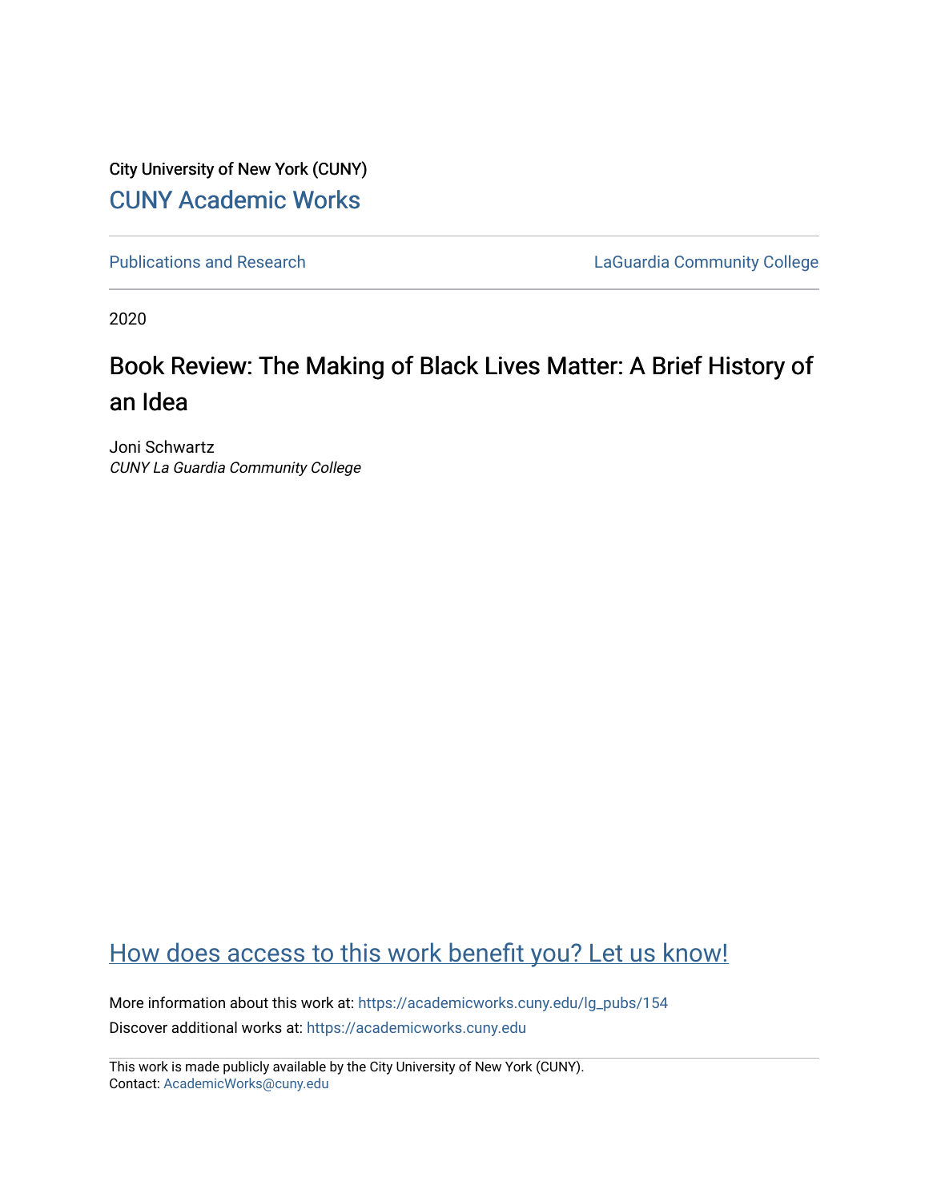City University of New York (CUNY)

CUNY Academic Works

Publications and Research

LaGuardia Community College

2020

# Book Review: The Making of Black Lives Matter: A Brief History of an Idea

Joni Schwartz
*CUNY La Guardia Community College*

How does access to this work benefit you? Let us know!

More information about this work at: https://academicworks.cuny.edu/lg_pubs/154

Discover additional works at: https://academicworks.cuny.edu

This work is made publicly available by the City University of New York (CUNY).
Contact: AcademicWorks@cuny.edu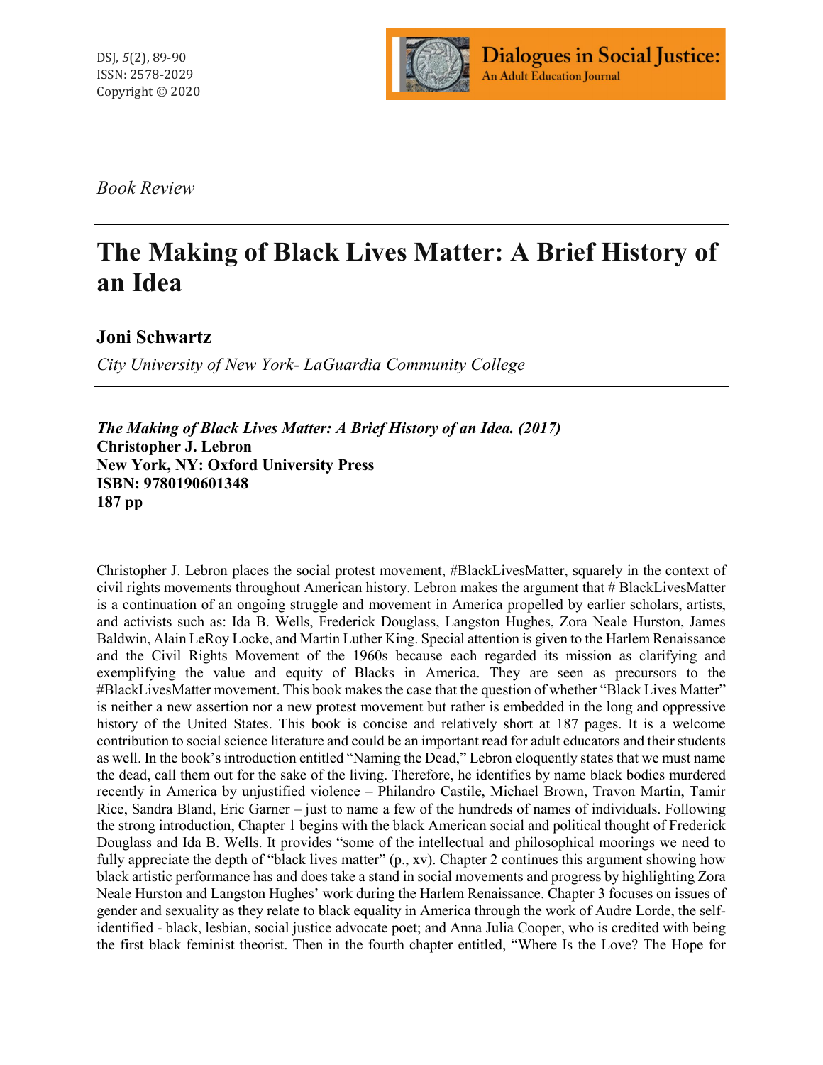*Book Review*

# The Making of Black Lives Matter: A Brief History of an Idea

**Joni Schwartz**

*City University of New York- LaGuardia Community College*

***The Making of Black Lives Matter: A Brief History of an Idea. (2017)***
**Christopher J. Lebron**
**New York, NY: Oxford University Press**
**ISBN: 9780190601348**
**187 pp**

Christopher J. Lebron places the social protest movement, #BlackLivesMatter, squarely in the context of civil rights movements throughout American history. Lebron makes the argument that # BlackLivesMatter is a continuation of an ongoing struggle and movement in America propelled by earlier scholars, artists, and activists such as: Ida B. Wells, Frederick Douglass, Langston Hughes, Zora Neale Hurston, James Baldwin, Alain LeRoy Locke, and Martin Luther King. Special attention is given to the Harlem Renaissance and the Civil Rights Movement of the 1960s because each regarded its mission as clarifying and exemplifying the value and equity of Blacks in America. They are seen as precursors to the #BlackLivesMatter movement. This book makes the case that the question of whether "Black Lives Matter" is neither a new assertion nor a new protest movement but rather is embedded in the long and oppressive history of the United States. This book is concise and relatively short at 187 pages. It is a welcome contribution to social science literature and could be an important read for adult educators and their students as well. In the book's introduction entitled "Naming the Dead," Lebron eloquently states that we must name the dead, call them out for the sake of the living. Therefore, he identifies by name black bodies murdered recently in America by unjustified violence – Philandro Castile, Michael Brown, Travon Martin, Tamir Rice, Sandra Bland, Eric Garner – just to name a few of the hundreds of names of individuals. Following the strong introduction, Chapter 1 begins with the black American social and political thought of Frederick Douglass and Ida B. Wells. It provides "some of the intellectual and philosophical moorings we need to fully appreciate the depth of "black lives matter" (p., xv). Chapter 2 continues this argument showing how black artistic performance has and does take a stand in social movements and progress by highlighting Zora Neale Hurston and Langston Hughes' work during the Harlem Renaissance. Chapter 3 focuses on issues of gender and sexuality as they relate to black equality in America through the work of Audre Lorde, the self-identified - black, lesbian, social justice advocate poet; and Anna Julia Cooper, who is credited with being the first black feminist theorist. Then in the fourth chapter entitled, "Where Is the Love? The Hope for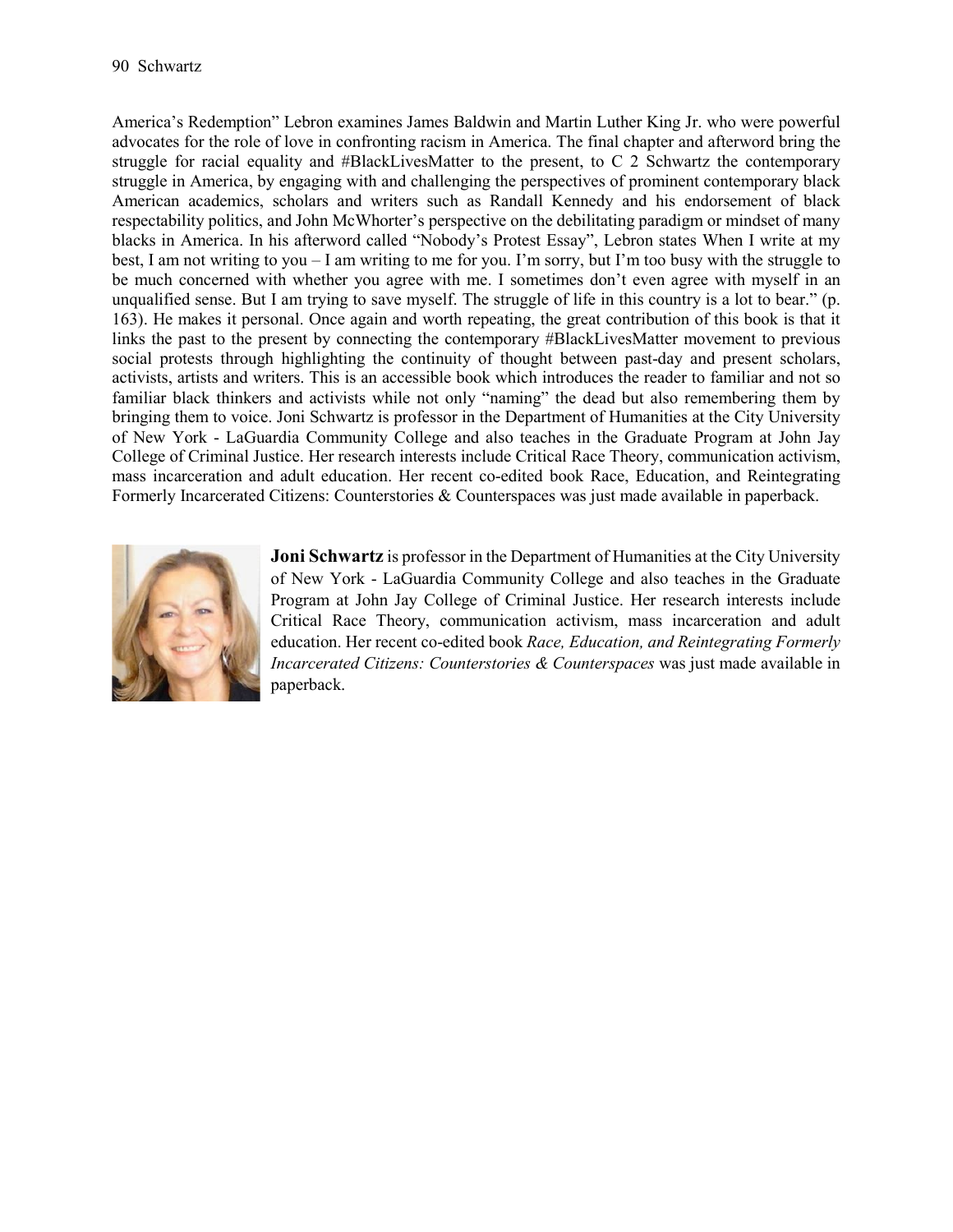America's Redemption" Lebron examines James Baldwin and Martin Luther King Jr. who were powerful advocates for the role of love in confronting racism in America. The final chapter and afterword bring the struggle for racial equality and #BlackLivesMatter to the present, to C 2 Schwartz the contemporary struggle in America, by engaging with and challenging the perspectives of prominent contemporary black American academics, scholars and writers such as Randall Kennedy and his endorsement of black respectability politics, and John McWhorter's perspective on the debilitating paradigm or mindset of many blacks in America. In his afterword called "Nobody's Protest Essay", Lebron states When I write at my best, I am not writing to you – I am writing to me for you. I'm sorry, but I'm too busy with the struggle to be much concerned with whether you agree with me. I sometimes don't even agree with myself in an unqualified sense. But I am trying to save myself. The struggle of life in this country is a lot to bear." (p. 163). He makes it personal. Once again and worth repeating, the great contribution of this book is that it links the past to the present by connecting the contemporary #BlackLivesMatter movement to previous social protests through highlighting the continuity of thought between past-day and present scholars, activists, artists and writers. This is an accessible book which introduces the reader to familiar and not so familiar black thinkers and activists while not only "naming" the dead but also remembering them by bringing them to voice. Joni Schwartz is professor in the Department of Humanities at the City University of New York - LaGuardia Community College and also teaches in the Graduate Program at John Jay College of Criminal Justice. Her research interests include Critical Race Theory, communication activism, mass incarceration and adult education. Her recent co-edited book Race, Education, and Reintegrating Formerly Incarcerated Citizens: Counterstories & Counterspaces was just made available in paperback.

**Joni Schwartz** is professor in the Department of Humanities at the City University of New York - LaGuardia Community College and also teaches in the Graduate Program at John Jay College of Criminal Justice. Her research interests include Critical Race Theory, communication activism, mass incarceration and adult education. Her recent co-edited book *Race, Education, and Reintegrating Formerly Incarcerated Citizens: Counterstories & Counterspaces* was just made available in paperback.